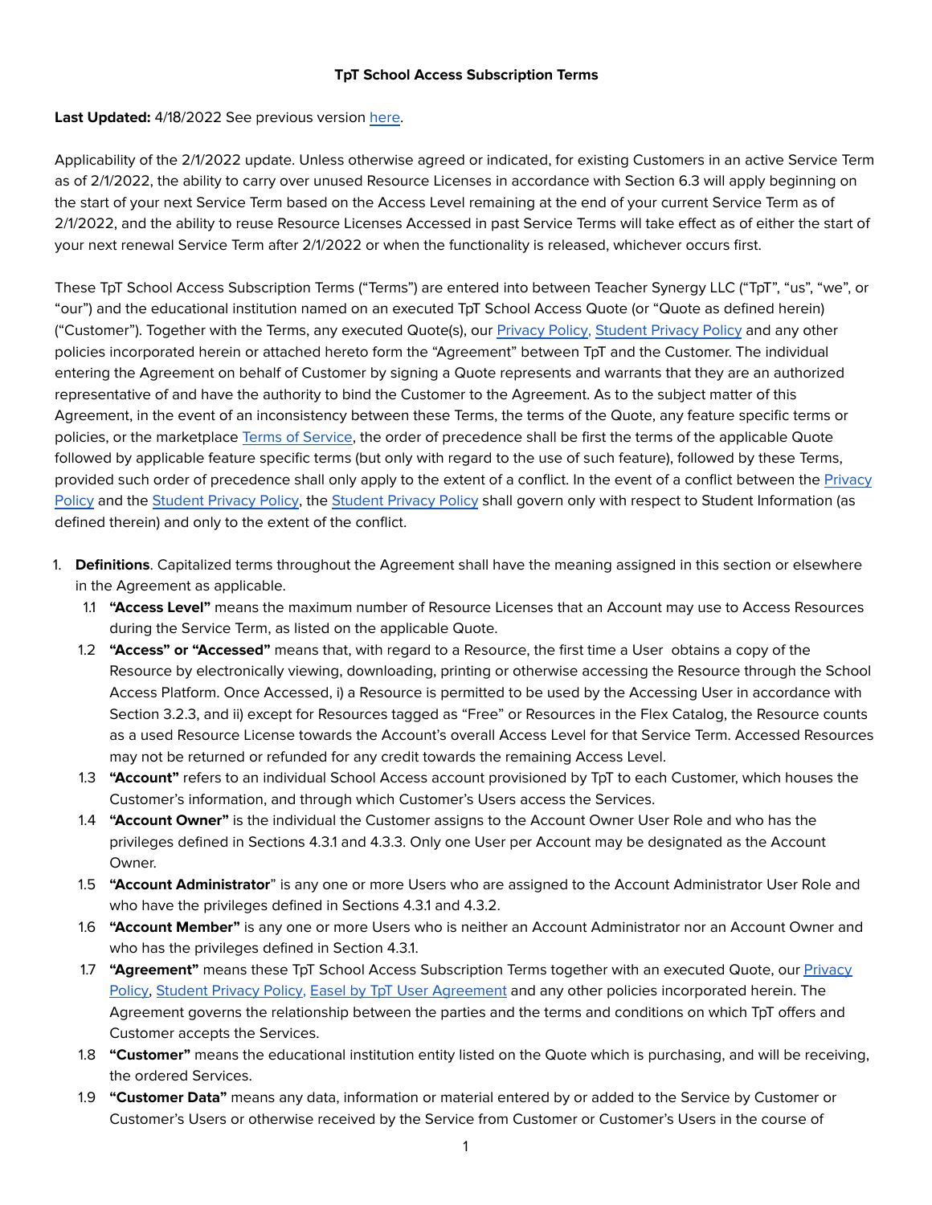**TpT School Access Subscription Terms**

**Last Updated:** 4/18/2022 See previous version here.

Applicability of the 2/1/2022 update. Unless otherwise agreed or indicated, for existing Customers in an active Service Term as of 2/1/2022, the ability to carry over unused Resource Licenses in accordance with Section 6.3 will apply beginning on the start of your next Service Term based on the Access Level remaining at the end of your current Service Term as of 2/1/2022, and the ability to reuse Resource Licenses Accessed in past Service Terms will take effect as of either the start of your next renewal Service Term after 2/1/2022 or when the functionality is released, whichever occurs first.

These TpT School Access Subscription Terms ("Terms") are entered into between Teacher Synergy LLC ("TpT", "us", "we", or "our") and the educational institution named on an executed TpT School Access Quote (or "Quote as defined herein) ("Customer"). Together with the Terms, any executed Quote(s), our Privacy Policy, Student Privacy Policy and any other policies incorporated herein or attached hereto form the "Agreement" between TpT and the Customer. The individual entering the Agreement on behalf of Customer by signing a Quote represents and warrants that they are an authorized representative of and have the authority to bind the Customer to the Agreement. As to the subject matter of this Agreement, in the event of an inconsistency between these Terms, the terms of the Quote, any feature specific terms or policies, or the marketplace Terms of Service, the order of precedence shall be first the terms of the applicable Quote followed by applicable feature specific terms (but only with regard to the use of such feature), followed by these Terms, provided such order of precedence shall only apply to the extent of a conflict. In the event of a conflict between the Privacy Policy and the Student Privacy Policy, the Student Privacy Policy shall govern only with respect to Student Information (as defined therein) and only to the extent of the conflict.

1. **Definitions**. Capitalized terms throughout the Agreement shall have the meaning assigned in this section or elsewhere in the Agreement as applicable.
   - 1.1 **"Access Level"** means the maximum number of Resource Licenses that an Account may use to Access Resources during the Service Term, as listed on the applicable Quote.
   - 1.2 **"Access" or "Accessed"** means that, with regard to a Resource, the first time a User obtains a copy of the Resource by electronically viewing, downloading, printing or otherwise accessing the Resource through the School Access Platform. Once Accessed, i) a Resource is permitted to be used by the Accessing User in accordance with Section 3.2.3, and ii) except for Resources tagged as "Free" or Resources in the Flex Catalog, the Resource counts as a used Resource License towards the Account's overall Access Level for that Service Term. Accessed Resources may not be returned or refunded for any credit towards the remaining Access Level.
   - 1.3 **"Account"** refers to an individual School Access account provisioned by TpT to each Customer, which houses the Customer's information, and through which Customer's Users access the Services.
   - 1.4 **"Account Owner"** is the individual the Customer assigns to the Account Owner User Role and who has the privileges defined in Sections 4.3.1 and 4.3.3. Only one User per Account may be designated as the Account Owner.
   - 1.5 **"Account Administrator"** is any one or more Users who are assigned to the Account Administrator User Role and who have the privileges defined in Sections 4.3.1 and 4.3.2.
   - 1.6 **"Account Member"** is any one or more Users who is neither an Account Administrator nor an Account Owner and who has the privileges defined in Section 4.3.1.
   - 1.7 **"Agreement"** means these TpT School Access Subscription Terms together with an executed Quote, our Privacy Policy, Student Privacy Policy, Easel by TpT User Agreement and any other policies incorporated herein. The Agreement governs the relationship between the parties and the terms and conditions on which TpT offers and Customer accepts the Services.
   - 1.8 **"Customer"** means the educational institution entity listed on the Quote which is purchasing, and will be receiving, the ordered Services.
   - 1.9 **"Customer Data"** means any data, information or material entered by or added to the Service by Customer or Customer's Users or otherwise received by the Service from Customer or Customer's Users in the course of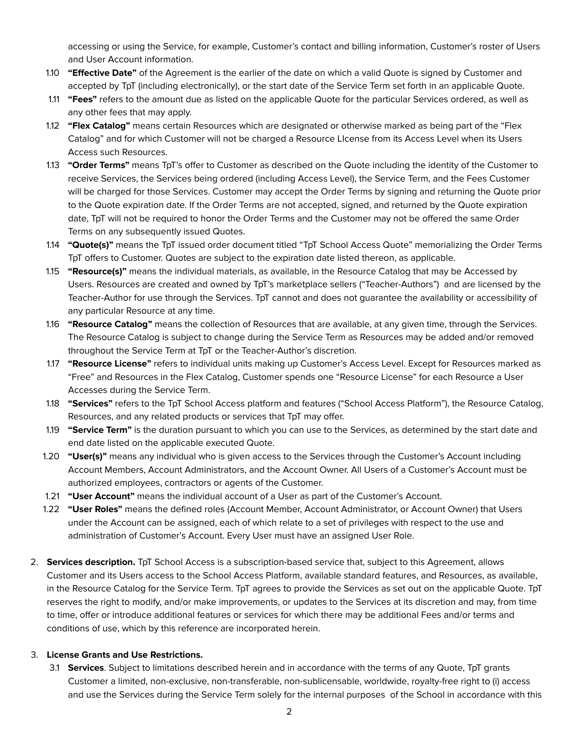accessing or using the Service, for example, Customer's contact and billing information, Customer's roster of Users and User Account information.

1.10 **"Effective Date"** of the Agreement is the earlier of the date on which a valid Quote is signed by Customer and accepted by TpT (including electronically), or the start date of the Service Term set forth in an applicable Quote.

1.11 **"Fees"** refers to the amount due as listed on the applicable Quote for the particular Services ordered, as well as any other fees that may apply.

1.12 **"Flex Catalog"** means certain Resources which are designated or otherwise marked as being part of the "Flex Catalog" and for which Customer will not be charged a Resource LIcense from its Access Level when its Users Access such Resources.

1.13 **"Order Terms"** means TpT's offer to Customer as described on the Quote including the identity of the Customer to receive Services, the Services being ordered (including Access Level), the Service Term, and the Fees Customer will be charged for those Services. Customer may accept the Order Terms by signing and returning the Quote prior to the Quote expiration date. If the Order Terms are not accepted, signed, and returned by the Quote expiration date, TpT will not be required to honor the Order Terms and the Customer may not be offered the same Order Terms on any subsequently issued Quotes.

1.14 **"Quote(s)"** means the TpT issued order document titled "TpT School Access Quote" memorializing the Order Terms TpT offers to Customer. Quotes are subject to the expiration date listed thereon, as applicable.

1.15 **"Resource(s)"** means the individual materials, as available, in the Resource Catalog that may be Accessed by Users. Resources are created and owned by TpT's marketplace sellers ("Teacher-Authors") and are licensed by the Teacher-Author for use through the Services. TpT cannot and does not guarantee the availability or accessibility of any particular Resource at any time.

1.16 **"Resource Catalog"** means the collection of Resources that are available, at any given time, through the Services. The Resource Catalog is subject to change during the Service Term as Resources may be added and/or removed throughout the Service Term at TpT or the Teacher-Author's discretion.

1.17 **"Resource License"** refers to individual units making up Customer's Access Level. Except for Resources marked as "Free" and Resources in the Flex Catalog, Customer spends one "Resource License" for each Resource a User Accesses during the Service Term.

1.18 **"Services"** refers to the TpT School Access platform and features ("School Access Platform"), the Resource Catalog, Resources, and any related products or services that TpT may offer.

1.19 **"Service Term"** is the duration pursuant to which you can use to the Services, as determined by the start date and end date listed on the applicable executed Quote.

1.20 **"User(s)"** means any individual who is given access to the Services through the Customer's Account including Account Members, Account Administrators, and the Account Owner. All Users of a Customer's Account must be authorized employees, contractors or agents of the Customer.

1.21 **"User Account"** means the individual account of a User as part of the Customer's Account.

1.22 **"User Roles"** means the defined roles (Account Member, Account Administrator, or Account Owner) that Users under the Account can be assigned, each of which relate to a set of privileges with respect to the use and administration of Customer's Account. Every User must have an assigned User Role.

2. **Services description.** TpT School Access is a subscription-based service that, subject to this Agreement, allows Customer and its Users access to the School Access Platform, available standard features, and Resources, as available, in the Resource Catalog for the Service Term. TpT agrees to provide the Services as set out on the applicable Quote. TpT reserves the right to modify, and/or make improvements, or updates to the Services at its discretion and may, from time to time, offer or introduce additional features or services for which there may be additional Fees and/or terms and conditions of use, which by this reference are incorporated herein.

3. **License Grants and Use Restrictions.**

3.1 **Services**. Subject to limitations described herein and in accordance with the terms of any Quote, TpT grants Customer a limited, non-exclusive, non-transferable, non-sublicensable, worldwide, royalty-free right to (i) access and use the Services during the Service Term solely for the internal purposes of the School in accordance with this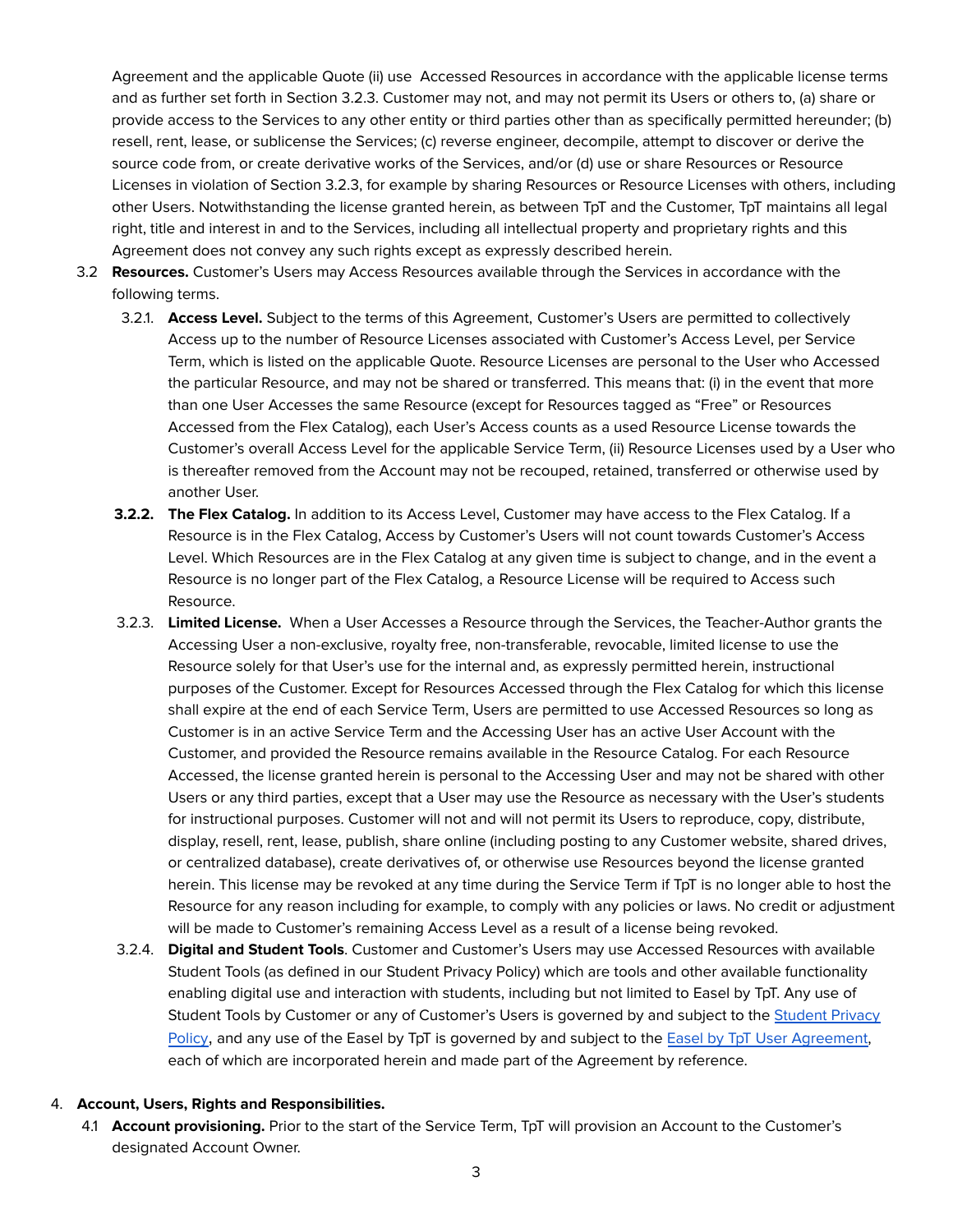Agreement and the applicable Quote (ii) use Accessed Resources in accordance with the applicable license terms and as further set forth in Section 3.2.3. Customer may not, and may not permit its Users or others to, (a) share or provide access to the Services to any other entity or third parties other than as specifically permitted hereunder; (b) resell, rent, lease, or sublicense the Services; (c) reverse engineer, decompile, attempt to discover or derive the source code from, or create derivative works of the Services, and/or (d) use or share Resources or Resource Licenses in violation of Section 3.2.3, for example by sharing Resources or Resource Licenses with others, including other Users. Notwithstanding the license granted herein, as between TpT and the Customer, TpT maintains all legal right, title and interest in and to the Services, including all intellectual property and proprietary rights and this Agreement does not convey any such rights except as expressly described herein.

3.2 **Resources.** Customer's Users may Access Resources available through the Services in accordance with the following terms.

3.2.1. **Access Level.** Subject to the terms of this Agreement, Customer's Users are permitted to collectively Access up to the number of Resource Licenses associated with Customer's Access Level, per Service Term, which is listed on the applicable Quote. Resource Licenses are personal to the User who Accessed the particular Resource, and may not be shared or transferred. This means that: (i) in the event that more than one User Accesses the same Resource (except for Resources tagged as "Free" or Resources Accessed from the Flex Catalog), each User's Access counts as a used Resource License towards the Customer's overall Access Level for the applicable Service Term, (ii) Resource Licenses used by a User who is thereafter removed from the Account may not be recouped, retained, transferred or otherwise used by another User.

**3.2.2. The Flex Catalog.** In addition to its Access Level, Customer may have access to the Flex Catalog. If a Resource is in the Flex Catalog, Access by Customer's Users will not count towards Customer's Access Level. Which Resources are in the Flex Catalog at any given time is subject to change, and in the event a Resource is no longer part of the Flex Catalog, a Resource License will be required to Access such Resource.

3.2.3. **Limited License.** When a User Accesses a Resource through the Services, the Teacher-Author grants the Accessing User a non-exclusive, royalty free, non-transferable, revocable, limited license to use the Resource solely for that User's use for the internal and, as expressly permitted herein, instructional purposes of the Customer. Except for Resources Accessed through the Flex Catalog for which this license shall expire at the end of each Service Term, Users are permitted to use Accessed Resources so long as Customer is in an active Service Term and the Accessing User has an active User Account with the Customer, and provided the Resource remains available in the Resource Catalog. For each Resource Accessed, the license granted herein is personal to the Accessing User and may not be shared with other Users or any third parties, except that a User may use the Resource as necessary with the User's students for instructional purposes. Customer will not and will not permit its Users to reproduce, copy, distribute, display, resell, rent, lease, publish, share online (including posting to any Customer website, shared drives, or centralized database), create derivatives of, or otherwise use Resources beyond the license granted herein. This license may be revoked at any time during the Service Term if TpT is no longer able to host the Resource for any reason including for example, to comply with any policies or laws. No credit or adjustment will be made to Customer's remaining Access Level as a result of a license being revoked.

3.2.4. **Digital and Student Tools**. Customer and Customer's Users may use Accessed Resources with available Student Tools (as defined in our Student Privacy Policy) which are tools and other available functionality enabling digital use and interaction with students, including but not limited to Easel by TpT. Any use of Student Tools by Customer or any of Customer's Users is governed by and subject to the Student Privacy Policy, and any use of the Easel by TpT is governed by and subject to the Easel by TpT User Agreement, each of which are incorporated herein and made part of the Agreement by reference.

4. **Account, Users, Rights and Responsibilities.**

4.1 **Account provisioning.** Prior to the start of the Service Term, TpT will provision an Account to the Customer's designated Account Owner.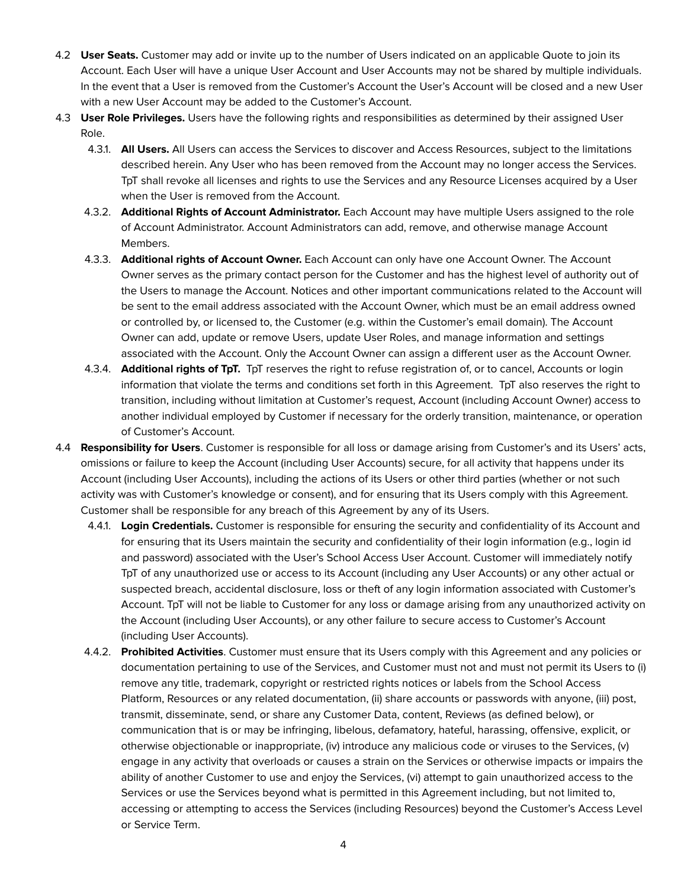4.2 **User Seats.** Customer may add or invite up to the number of Users indicated on an applicable Quote to join its Account. Each User will have a unique User Account and User Accounts may not be shared by multiple individuals. In the event that a User is removed from the Customer's Account the User's Account will be closed and a new User with a new User Account may be added to the Customer's Account.

4.3 **User Role Privileges.** Users have the following rights and responsibilities as determined by their assigned User Role.

4.3.1. **All Users.** All Users can access the Services to discover and Access Resources, subject to the limitations described herein. Any User who has been removed from the Account may no longer access the Services. TpT shall revoke all licenses and rights to use the Services and any Resource Licenses acquired by a User when the User is removed from the Account.

4.3.2. **Additional Rights of Account Administrator.** Each Account may have multiple Users assigned to the role of Account Administrator. Account Administrators can add, remove, and otherwise manage Account Members.

4.3.3. **Additional rights of Account Owner.** Each Account can only have one Account Owner. The Account Owner serves as the primary contact person for the Customer and has the highest level of authority out of the Users to manage the Account. Notices and other important communications related to the Account will be sent to the email address associated with the Account Owner, which must be an email address owned or controlled by, or licensed to, the Customer (e.g. within the Customer's email domain). The Account Owner can add, update or remove Users, update User Roles, and manage information and settings associated with the Account. Only the Account Owner can assign a different user as the Account Owner.

4.3.4. **Additional rights of TpT.** TpT reserves the right to refuse registration of, or to cancel, Accounts or login information that violate the terms and conditions set forth in this Agreement. TpT also reserves the right to transition, including without limitation at Customer's request, Account (including Account Owner) access to another individual employed by Customer if necessary for the orderly transition, maintenance, or operation of Customer's Account.

4.4 **Responsibility for Users**. Customer is responsible for all loss or damage arising from Customer's and its Users' acts, omissions or failure to keep the Account (including User Accounts) secure, for all activity that happens under its Account (including User Accounts), including the actions of its Users or other third parties (whether or not such activity was with Customer's knowledge or consent), and for ensuring that its Users comply with this Agreement. Customer shall be responsible for any breach of this Agreement by any of its Users.

4.4.1. **Login Credentials.** Customer is responsible for ensuring the security and confidentiality of its Account and for ensuring that its Users maintain the security and confidentiality of their login information (e.g., login id and password) associated with the User's School Access User Account. Customer will immediately notify TpT of any unauthorized use or access to its Account (including any User Accounts) or any other actual or suspected breach, accidental disclosure, loss or theft of any login information associated with Customer's Account. TpT will not be liable to Customer for any loss or damage arising from any unauthorized activity on the Account (including User Accounts), or any other failure to secure access to Customer's Account (including User Accounts).

4.4.2. **Prohibited Activities**. Customer must ensure that its Users comply with this Agreement and any policies or documentation pertaining to use of the Services, and Customer must not and must not permit its Users to (i) remove any title, trademark, copyright or restricted rights notices or labels from the School Access Platform, Resources or any related documentation, (ii) share accounts or passwords with anyone, (iii) post, transmit, disseminate, send, or share any Customer Data, content, Reviews (as defined below), or communication that is or may be infringing, libelous, defamatory, hateful, harassing, offensive, explicit, or otherwise objectionable or inappropriate, (iv) introduce any malicious code or viruses to the Services, (v) engage in any activity that overloads or causes a strain on the Services or otherwise impacts or impairs the ability of another Customer to use and enjoy the Services, (vi) attempt to gain unauthorized access to the Services or use the Services beyond what is permitted in this Agreement including, but not limited to, accessing or attempting to access the Services (including Resources) beyond the Customer's Access Level or Service Term.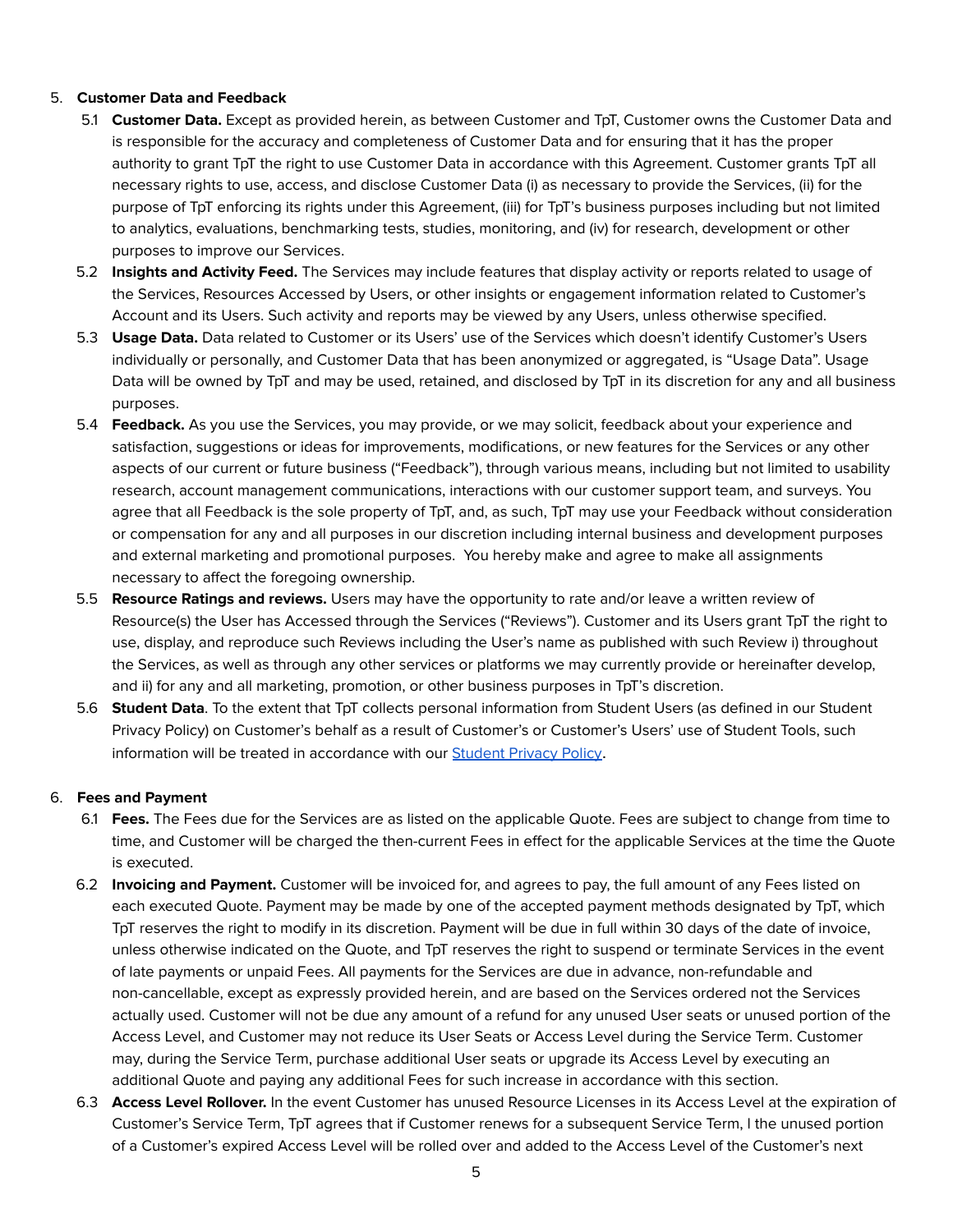5. **Customer Data and Feedback**
   5.1 **Customer Data.** Except as provided herein, as between Customer and TpT, Customer owns the Customer Data and is responsible for the accuracy and completeness of Customer Data and for ensuring that it has the proper authority to grant TpT the right to use Customer Data in accordance with this Agreement. Customer grants TpT all necessary rights to use, access, and disclose Customer Data (i) as necessary to provide the Services, (ii) for the purpose of TpT enforcing its rights under this Agreement, (iii) for TpT's business purposes including but not limited to analytics, evaluations, benchmarking tests, studies, monitoring, and (iv) for research, development or other purposes to improve our Services.
   5.2 **Insights and Activity Feed.** The Services may include features that display activity or reports related to usage of the Services, Resources Accessed by Users, or other insights or engagement information related to Customer's Account and its Users. Such activity and reports may be viewed by any Users, unless otherwise specified.
   5.3 **Usage Data.** Data related to Customer or its Users' use of the Services which doesn't identify Customer's Users individually or personally, and Customer Data that has been anonymized or aggregated, is "Usage Data". Usage Data will be owned by TpT and may be used, retained, and disclosed by TpT in its discretion for any and all business purposes.
   5.4 **Feedback.** As you use the Services, you may provide, or we may solicit, feedback about your experience and satisfaction, suggestions or ideas for improvements, modifications, or new features for the Services or any other aspects of our current or future business ("Feedback"), through various means, including but not limited to usability research, account management communications, interactions with our customer support team, and surveys. You agree that all Feedback is the sole property of TpT, and, as such, TpT may use your Feedback without consideration or compensation for any and all purposes in our discretion including internal business and development purposes and external marketing and promotional purposes. You hereby make and agree to make all assignments necessary to affect the foregoing ownership.
   5.5 **Resource Ratings and reviews.** Users may have the opportunity to rate and/or leave a written review of Resource(s) the User has Accessed through the Services ("Reviews"). Customer and its Users grant TpT the right to use, display, and reproduce such Reviews including the User's name as published with such Review i) throughout the Services, as well as through any other services or platforms we may currently provide or hereinafter develop, and ii) for any and all marketing, promotion, or other business purposes in TpT's discretion.
   5.6 **Student Data**. To the extent that TpT collects personal information from Student Users (as defined in our Student Privacy Policy) on Customer's behalf as a result of Customer's or Customer's Users' use of Student Tools, such information will be treated in accordance with our Student Privacy Policy.

6. **Fees and Payment**
   6.1 **Fees.** The Fees due for the Services are as listed on the applicable Quote. Fees are subject to change from time to time, and Customer will be charged the then-current Fees in effect for the applicable Services at the time the Quote is executed.
   6.2 **Invoicing and Payment.** Customer will be invoiced for, and agrees to pay, the full amount of any Fees listed on each executed Quote. Payment may be made by one of the accepted payment methods designated by TpT, which TpT reserves the right to modify in its discretion. Payment will be due in full within 30 days of the date of invoice, unless otherwise indicated on the Quote, and TpT reserves the right to suspend or terminate Services in the event of late payments or unpaid Fees. All payments for the Services are due in advance, non-refundable and non-cancellable, except as expressly provided herein, and are based on the Services ordered not the Services actually used. Customer will not be due any amount of a refund for any unused User seats or unused portion of the Access Level, and Customer may not reduce its User Seats or Access Level during the Service Term. Customer may, during the Service Term, purchase additional User seats or upgrade its Access Level by executing an additional Quote and paying any additional Fees for such increase in accordance with this section.
   6.3 **Access Level Rollover.** In the event Customer has unused Resource Licenses in its Access Level at the expiration of Customer's Service Term, TpT agrees that if Customer renews for a subsequent Service Term, I the unused portion of a Customer's expired Access Level will be rolled over and added to the Access Level of the Customer's next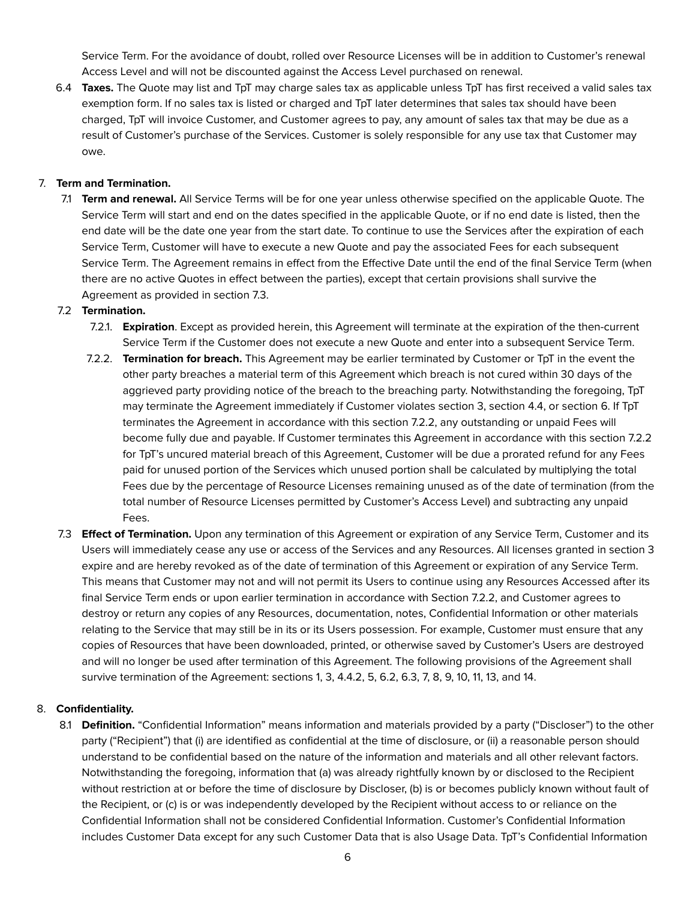Service Term. For the avoidance of doubt, rolled over Resource Licenses will be in addition to Customer's renewal Access Level and will not be discounted against the Access Level purchased on renewal.

6.4 **Taxes.** The Quote may list and TpT may charge sales tax as applicable unless TpT has first received a valid sales tax exemption form. If no sales tax is listed or charged and TpT later determines that sales tax should have been charged, TpT will invoice Customer, and Customer agrees to pay, any amount of sales tax that may be due as a result of Customer's purchase of the Services. Customer is solely responsible for any use tax that Customer may owe.

7. **Term and Termination.**

7.1 **Term and renewal.** All Service Terms will be for one year unless otherwise specified on the applicable Quote. The Service Term will start and end on the dates specified in the applicable Quote, or if no end date is listed, then the end date will be the date one year from the start date. To continue to use the Services after the expiration of each Service Term, Customer will have to execute a new Quote and pay the associated Fees for each subsequent Service Term. The Agreement remains in effect from the Effective Date until the end of the final Service Term (when there are no active Quotes in effect between the parties), except that certain provisions shall survive the Agreement as provided in section 7.3.

7.2 **Termination.**

7.2.1. **Expiration**. Except as provided herein, this Agreement will terminate at the expiration of the then-current Service Term if the Customer does not execute a new Quote and enter into a subsequent Service Term.

7.2.2. **Termination for breach.** This Agreement may be earlier terminated by Customer or TpT in the event the other party breaches a material term of this Agreement which breach is not cured within 30 days of the aggrieved party providing notice of the breach to the breaching party. Notwithstanding the foregoing, TpT may terminate the Agreement immediately if Customer violates section 3, section 4.4, or section 6. If TpT terminates the Agreement in accordance with this section 7.2.2, any outstanding or unpaid Fees will become fully due and payable. If Customer terminates this Agreement in accordance with this section 7.2.2 for TpT's uncured material breach of this Agreement, Customer will be due a prorated refund for any Fees paid for unused portion of the Services which unused portion shall be calculated by multiplying the total Fees due by the percentage of Resource Licenses remaining unused as of the date of termination (from the total number of Resource Licenses permitted by Customer's Access Level) and subtracting any unpaid Fees.

7.3 **Effect of Termination.** Upon any termination of this Agreement or expiration of any Service Term, Customer and its Users will immediately cease any use or access of the Services and any Resources. All licenses granted in section 3 expire and are hereby revoked as of the date of termination of this Agreement or expiration of any Service Term. This means that Customer may not and will not permit its Users to continue using any Resources Accessed after its final Service Term ends or upon earlier termination in accordance with Section 7.2.2, and Customer agrees to destroy or return any copies of any Resources, documentation, notes, Confidential Information or other materials relating to the Service that may still be in its or its Users possession. For example, Customer must ensure that any copies of Resources that have been downloaded, printed, or otherwise saved by Customer's Users are destroyed and will no longer be used after termination of this Agreement. The following provisions of the Agreement shall survive termination of the Agreement: sections 1, 3, 4.4.2, 5, 6.2, 6.3, 7, 8, 9, 10, 11, 13, and 14.

8. **Confidentiality.**

8.1 **Definition.** "Confidential Information" means information and materials provided by a party ("Discloser") to the other party ("Recipient") that (i) are identified as confidential at the time of disclosure, or (ii) a reasonable person should understand to be confidential based on the nature of the information and materials and all other relevant factors. Notwithstanding the foregoing, information that (a) was already rightfully known by or disclosed to the Recipient without restriction at or before the time of disclosure by Discloser, (b) is or becomes publicly known without fault of the Recipient, or (c) is or was independently developed by the Recipient without access to or reliance on the Confidential Information shall not be considered Confidential Information. Customer's Confidential Information includes Customer Data except for any such Customer Data that is also Usage Data. TpT's Confidential Information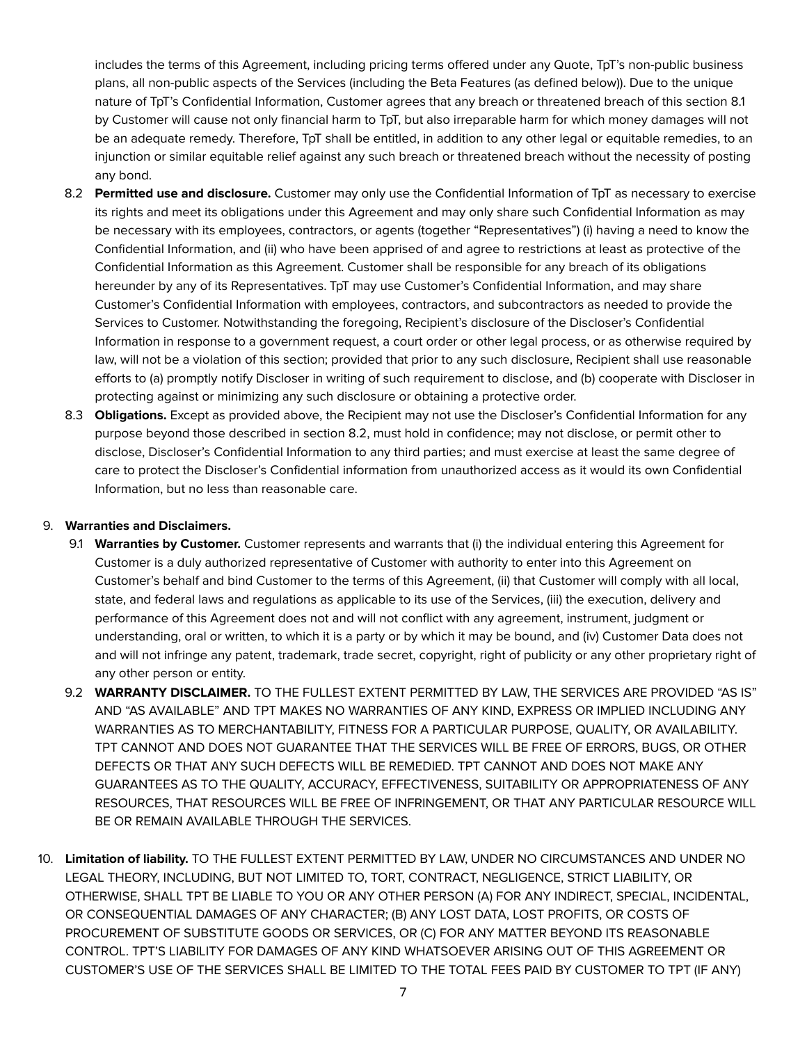includes the terms of this Agreement, including pricing terms offered under any Quote, TpT's non-public business plans, all non-public aspects of the Services (including the Beta Features (as defined below)). Due to the unique nature of TpT's Confidential Information, Customer agrees that any breach or threatened breach of this section 8.1 by Customer will cause not only financial harm to TpT, but also irreparable harm for which money damages will not be an adequate remedy. Therefore, TpT shall be entitled, in addition to any other legal or equitable remedies, to an injunction or similar equitable relief against any such breach or threatened breach without the necessity of posting any bond.

8.2 **Permitted use and disclosure.** Customer may only use the Confidential Information of TpT as necessary to exercise its rights and meet its obligations under this Agreement and may only share such Confidential Information as may be necessary with its employees, contractors, or agents (together "Representatives") (i) having a need to know the Confidential Information, and (ii) who have been apprised of and agree to restrictions at least as protective of the Confidential Information as this Agreement. Customer shall be responsible for any breach of its obligations hereunder by any of its Representatives. TpT may use Customer's Confidential Information, and may share Customer's Confidential Information with employees, contractors, and subcontractors as needed to provide the Services to Customer. Notwithstanding the foregoing, Recipient's disclosure of the Discloser's Confidential Information in response to a government request, a court order or other legal process, or as otherwise required by law, will not be a violation of this section; provided that prior to any such disclosure, Recipient shall use reasonable efforts to (a) promptly notify Discloser in writing of such requirement to disclose, and (b) cooperate with Discloser in protecting against or minimizing any such disclosure or obtaining a protective order.

8.3 **Obligations.** Except as provided above, the Recipient may not use the Discloser's Confidential Information for any purpose beyond those described in section 8.2, must hold in confidence; may not disclose, or permit other to disclose, Discloser's Confidential Information to any third parties; and must exercise at least the same degree of care to protect the Discloser's Confidential information from unauthorized access as it would its own Confidential Information, but no less than reasonable care.

9. **Warranties and Disclaimers.**

9.1 **Warranties by Customer.** Customer represents and warrants that (i) the individual entering this Agreement for Customer is a duly authorized representative of Customer with authority to enter into this Agreement on Customer's behalf and bind Customer to the terms of this Agreement, (ii) that Customer will comply with all local, state, and federal laws and regulations as applicable to its use of the Services, (iii) the execution, delivery and performance of this Agreement does not and will not conflict with any agreement, instrument, judgment or understanding, oral or written, to which it is a party or by which it may be bound, and (iv) Customer Data does not and will not infringe any patent, trademark, trade secret, copyright, right of publicity or any other proprietary right of any other person or entity.

9.2 **WARRANTY DISCLAIMER.** TO THE FULLEST EXTENT PERMITTED BY LAW, THE SERVICES ARE PROVIDED "AS IS" AND "AS AVAILABLE" AND TPT MAKES NO WARRANTIES OF ANY KIND, EXPRESS OR IMPLIED INCLUDING ANY WARRANTIES AS TO MERCHANTABILITY, FITNESS FOR A PARTICULAR PURPOSE, QUALITY, OR AVAILABILITY. TPT CANNOT AND DOES NOT GUARANTEE THAT THE SERVICES WILL BE FREE OF ERRORS, BUGS, OR OTHER DEFECTS OR THAT ANY SUCH DEFECTS WILL BE REMEDIED. TPT CANNOT AND DOES NOT MAKE ANY GUARANTEES AS TO THE QUALITY, ACCURACY, EFFECTIVENESS, SUITABILITY OR APPROPRIATENESS OF ANY RESOURCES, THAT RESOURCES WILL BE FREE OF INFRINGEMENT, OR THAT ANY PARTICULAR RESOURCE WILL BE OR REMAIN AVAILABLE THROUGH THE SERVICES.

10. **Limitation of liability.** TO THE FULLEST EXTENT PERMITTED BY LAW, UNDER NO CIRCUMSTANCES AND UNDER NO LEGAL THEORY, INCLUDING, BUT NOT LIMITED TO, TORT, CONTRACT, NEGLIGENCE, STRICT LIABILITY, OR OTHERWISE, SHALL TPT BE LIABLE TO YOU OR ANY OTHER PERSON (A) FOR ANY INDIRECT, SPECIAL, INCIDENTAL, OR CONSEQUENTIAL DAMAGES OF ANY CHARACTER; (B) ANY LOST DATA, LOST PROFITS, OR COSTS OF PROCUREMENT OF SUBSTITUTE GOODS OR SERVICES, OR (C) FOR ANY MATTER BEYOND ITS REASONABLE CONTROL. TPT'S LIABILITY FOR DAMAGES OF ANY KIND WHATSOEVER ARISING OUT OF THIS AGREEMENT OR CUSTOMER'S USE OF THE SERVICES SHALL BE LIMITED TO THE TOTAL FEES PAID BY CUSTOMER TO TPT (IF ANY)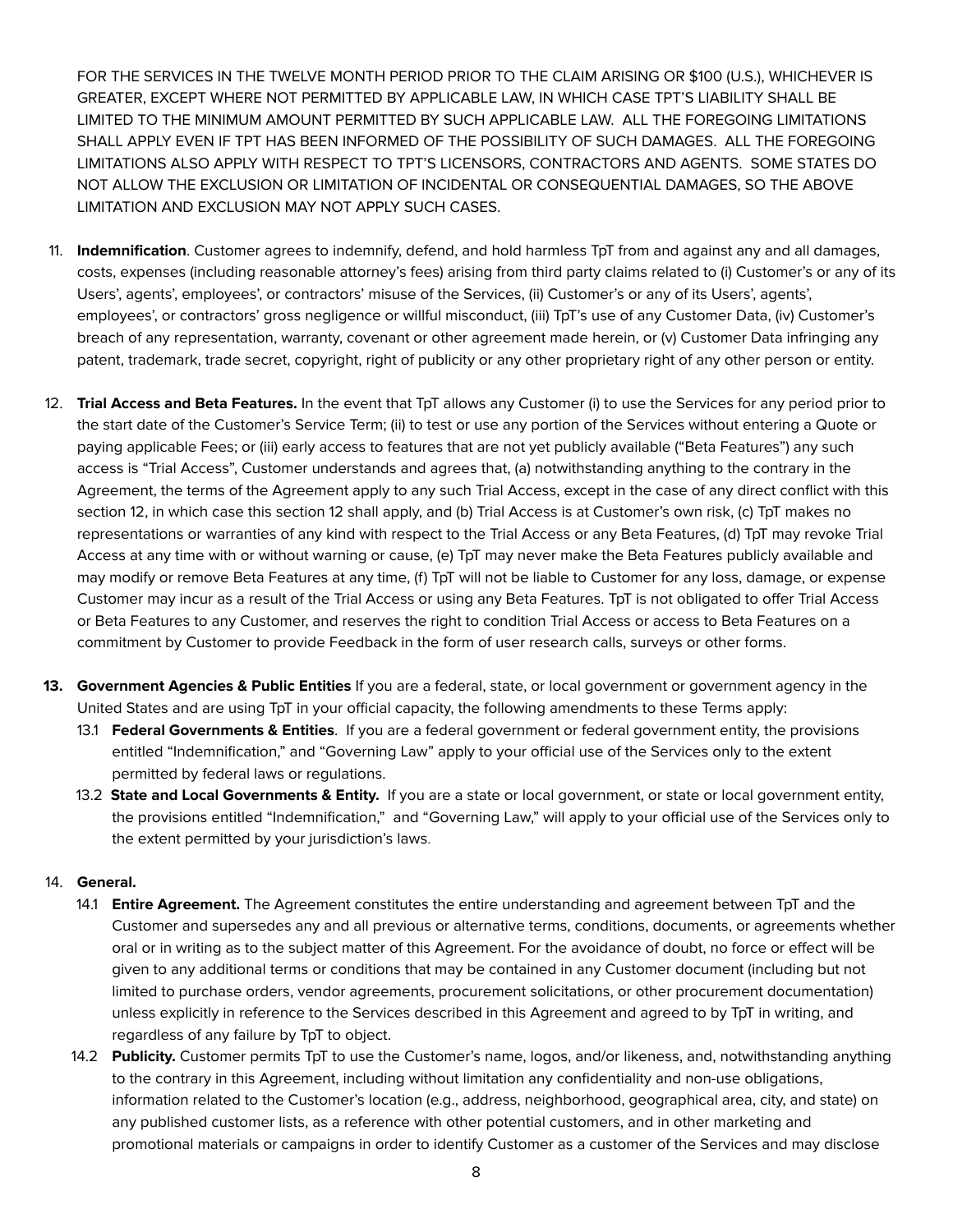FOR THE SERVICES IN THE TWELVE MONTH PERIOD PRIOR TO THE CLAIM ARISING OR $100 (U.S.), WHICHEVER IS GREATER, EXCEPT WHERE NOT PERMITTED BY APPLICABLE LAW, IN WHICH CASE TPT'S LIABILITY SHALL BE LIMITED TO THE MINIMUM AMOUNT PERMITTED BY SUCH APPLICABLE LAW. ALL THE FOREGOING LIMITATIONS SHALL APPLY EVEN IF TPT HAS BEEN INFORMED OF THE POSSIBILITY OF SUCH DAMAGES. ALL THE FOREGOING LIMITATIONS ALSO APPLY WITH RESPECT TO TPT'S LICENSORS, CONTRACTORS AND AGENTS. SOME STATES DO NOT ALLOW THE EXCLUSION OR LIMITATION OF INCIDENTAL OR CONSEQUENTIAL DAMAGES, SO THE ABOVE LIMITATION AND EXCLUSION MAY NOT APPLY SUCH CASES.

11. **Indemnification**. Customer agrees to indemnify, defend, and hold harmless TpT from and against any and all damages, costs, expenses (including reasonable attorney's fees) arising from third party claims related to (i) Customer's or any of its Users', agents', employees', or contractors' misuse of the Services, (ii) Customer's or any of its Users', agents', employees', or contractors' gross negligence or willful misconduct, (iii) TpT's use of any Customer Data, (iv) Customer's breach of any representation, warranty, covenant or other agreement made herein, or (v) Customer Data infringing any patent, trademark, trade secret, copyright, right of publicity or any other proprietary right of any other person or entity.

12. **Trial Access and Beta Features.** In the event that TpT allows any Customer (i) to use the Services for any period prior to the start date of the Customer's Service Term; (ii) to test or use any portion of the Services without entering a Quote or paying applicable Fees; or (iii) early access to features that are not yet publicly available ("Beta Features") any such access is "Trial Access", Customer understands and agrees that, (a) notwithstanding anything to the contrary in the Agreement, the terms of the Agreement apply to any such Trial Access, except in the case of any direct conflict with this section 12, in which case this section 12 shall apply, and (b) Trial Access is at Customer's own risk, (c) TpT makes no representations or warranties of any kind with respect to the Trial Access or any Beta Features, (d) TpT may revoke Trial Access at any time with or without warning or cause, (e) TpT may never make the Beta Features publicly available and may modify or remove Beta Features at any time, (f) TpT will not be liable to Customer for any loss, damage, or expense Customer may incur as a result of the Trial Access or using any Beta Features. TpT is not obligated to offer Trial Access or Beta Features to any Customer, and reserves the right to condition Trial Access or access to Beta Features on a commitment by Customer to provide Feedback in the form of user research calls, surveys or other forms.

13. **Government Agencies & Public Entities** If you are a federal, state, or local government or government agency in the United States and are using TpT in your official capacity, the following amendments to these Terms apply:
    - 13.1 **Federal Governments & Entities**. If you are a federal government or federal government entity, the provisions entitled "Indemnification," and "Governing Law" apply to your official use of the Services only to the extent permitted by federal laws or regulations.
    - 13.2 **State and Local Governments & Entity.** If you are a state or local government, or state or local government entity, the provisions entitled "Indemnification," and "Governing Law," will apply to your official use of the Services only to the extent permitted by your jurisdiction's laws.

14. **General.**
    - 14.1 **Entire Agreement.** The Agreement constitutes the entire understanding and agreement between TpT and the Customer and supersedes any and all previous or alternative terms, conditions, documents, or agreements whether oral or in writing as to the subject matter of this Agreement. For the avoidance of doubt, no force or effect will be given to any additional terms or conditions that may be contained in any Customer document (including but not limited to purchase orders, vendor agreements, procurement solicitations, or other procurement documentation) unless explicitly in reference to the Services described in this Agreement and agreed to by TpT in writing, and regardless of any failure by TpT to object.
    - 14.2 **Publicity.** Customer permits TpT to use the Customer's name, logos, and/or likeness, and, notwithstanding anything to the contrary in this Agreement, including without limitation any confidentiality and non-use obligations, information related to the Customer's location (e.g., address, neighborhood, geographical area, city, and state) on any published customer lists, as a reference with other potential customers, and in other marketing and promotional materials or campaigns in order to identify Customer as a customer of the Services and may disclose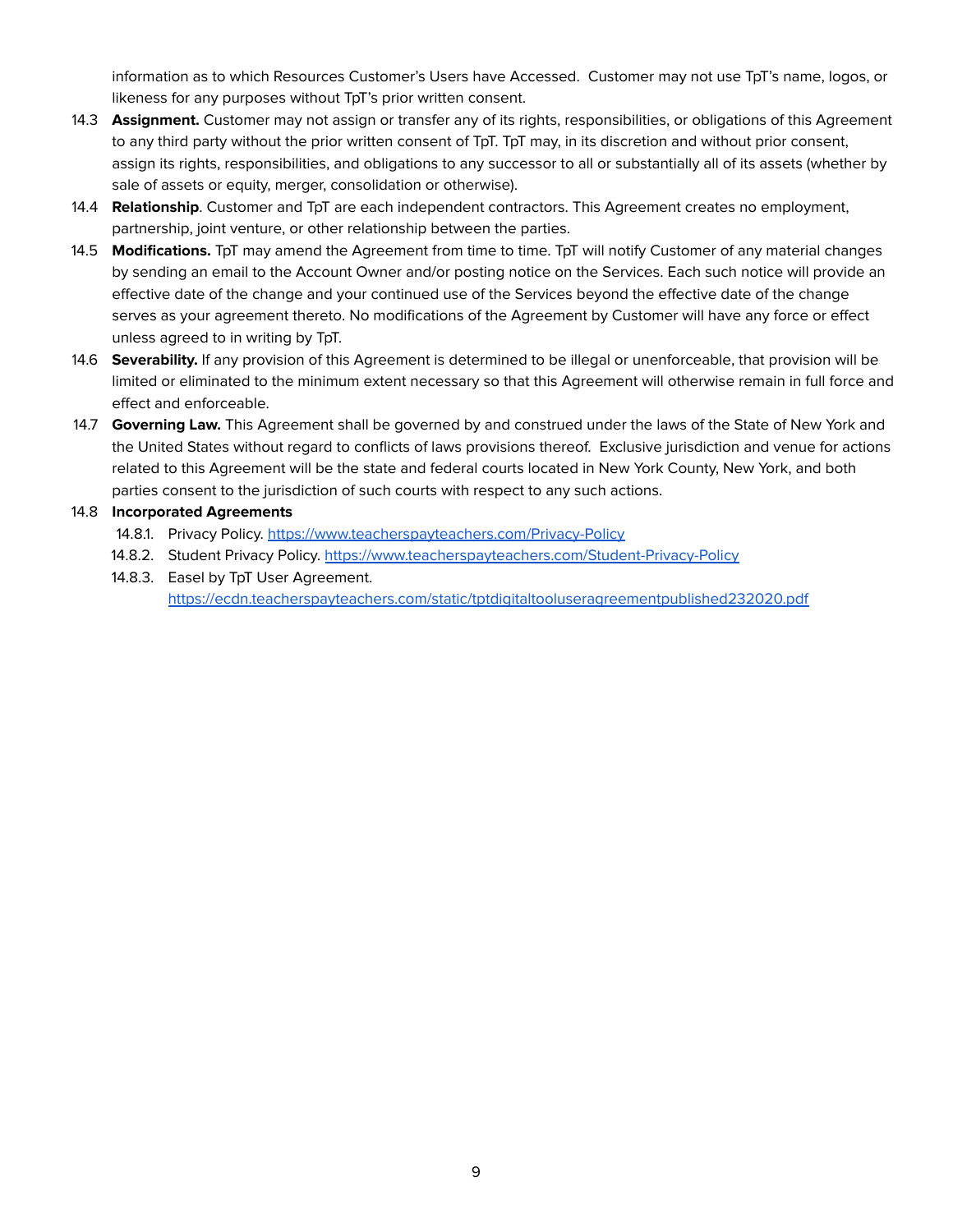information as to which Resources Customer's Users have Accessed. Customer may not use TpT's name, logos, or likeness for any purposes without TpT's prior written consent.

14.3 **Assignment.** Customer may not assign or transfer any of its rights, responsibilities, or obligations of this Agreement to any third party without the prior written consent of TpT. TpT may, in its discretion and without prior consent, assign its rights, responsibilities, and obligations to any successor to all or substantially all of its assets (whether by sale of assets or equity, merger, consolidation or otherwise).

14.4 **Relationship**. Customer and TpT are each independent contractors. This Agreement creates no employment, partnership, joint venture, or other relationship between the parties.

14.5 **Modifications.** TpT may amend the Agreement from time to time. TpT will notify Customer of any material changes by sending an email to the Account Owner and/or posting notice on the Services. Each such notice will provide an effective date of the change and your continued use of the Services beyond the effective date of the change serves as your agreement thereto. No modifications of the Agreement by Customer will have any force or effect unless agreed to in writing by TpT.

14.6 **Severability.** If any provision of this Agreement is determined to be illegal or unenforceable, that provision will be limited or eliminated to the minimum extent necessary so that this Agreement will otherwise remain in full force and effect and enforceable.

14.7 **Governing Law.** This Agreement shall be governed by and construed under the laws of the State of New York and the United States without regard to conflicts of laws provisions thereof. Exclusive jurisdiction and venue for actions related to this Agreement will be the state and federal courts located in New York County, New York, and both parties consent to the jurisdiction of such courts with respect to any such actions.

14.8 **Incorporated Agreements**

- 14.8.1. Privacy Policy. https://www.teacherspayteachers.com/Privacy-Policy
- 14.8.2. Student Privacy Policy. https://www.teacherspayteachers.com/Student-Privacy-Policy
- 14.8.3. Easel by TpT User Agreement. https://ecdn.teacherspayteachers.com/static/tptdigitaltooluseragreementpublished232020.pdf